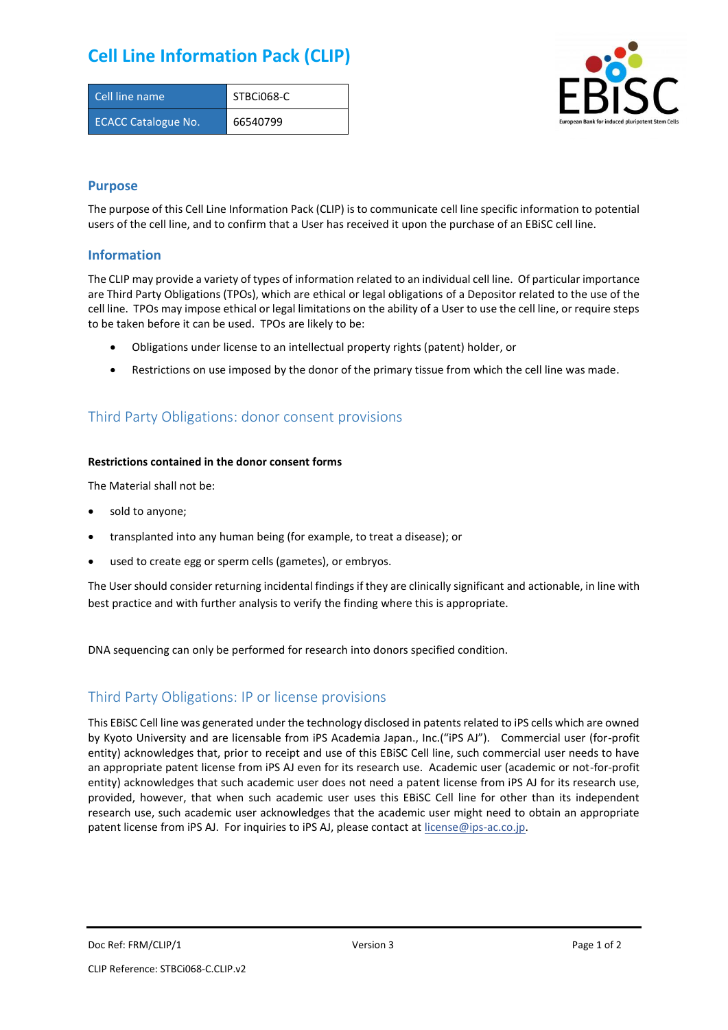# Cell Line Information Pack (CLIP)

| | |
|---|---|
| Cell line name | STBCi068-C |
| ECACC Catalogue No. | 66540799 |

## Purpose

The purpose of this Cell Line Information Pack (CLIP) is to communicate cell line specific information to potential users of the cell line, and to confirm that a User has received it upon the purchase of an EBiSC cell line.

## Information

The CLIP may provide a variety of types of information related to an individual cell line. Of particular importance are Third Party Obligations (TPOs), which are ethical or legal obligations of a Depositor related to the use of the cell line. TPOs may impose ethical or legal limitations on the ability of a User to use the cell line, or require steps to be taken before it can be used. TPOs are likely to be:

- Obligations under license to an intellectual property rights (patent) holder, or
- Restrictions on use imposed by the donor of the primary tissue from which the cell line was made.

## Third Party Obligations: donor consent provisions

**Restrictions contained in the donor consent forms**

The Material shall not be:

- sold to anyone;
- transplanted into any human being (for example, to treat a disease); or
- used to create egg or sperm cells (gametes), or embryos.

The User should consider returning incidental findings if they are clinically significant and actionable, in line with best practice and with further analysis to verify the finding where this is appropriate.

DNA sequencing can only be performed for research into donors specified condition.

## Third Party Obligations: IP or license provisions

This EBiSC Cell line was generated under the technology disclosed in patents related to iPS cells which are owned by Kyoto University and are licensable from iPS Academia Japan., Inc.("iPS AJ"). Commercial user (for-profit entity) acknowledges that, prior to receipt and use of this EBiSC Cell line, such commercial user needs to have an appropriate patent license from iPS AJ even for its research use. Academic user (academic or not-for-profit entity) acknowledges that such academic user does not need a patent license from iPS AJ for its research use, provided, however, that when such academic user uses this EBiSC Cell line for other than its independent research use, such academic user acknowledges that the academic user might need to obtain an appropriate patent license from iPS AJ. For inquiries to iPS AJ, please contact at license@ips-ac.co.jp.

Doc Ref: FRM/CLIP/1 Version 3

CLIP Reference: STBCi068-C.CLIP.v2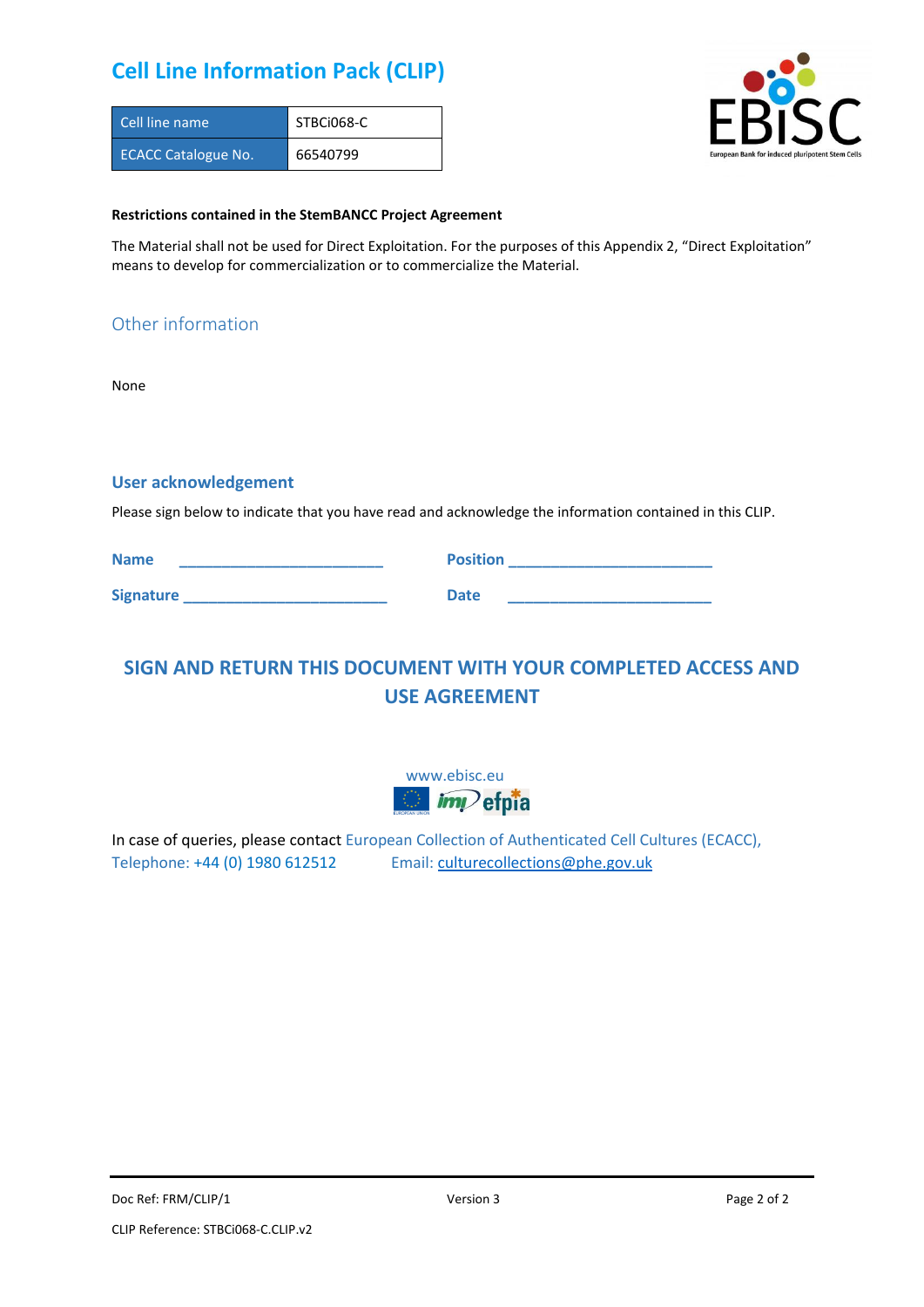# Cell Line Information Pack (CLIP)

| | |
|---|---|
| Cell line name | STBCi068-C |
| ECACC Catalogue No. | 66540799 |

**Restrictions contained in the StemBANCC Project Agreement**

The Material shall not be used for Direct Exploitation. For the purposes of this Appendix 2, "Direct Exploitation" means to develop for commercialization or to commercialize the Material.

## Other information

None

## User acknowledgement

Please sign below to indicate that you have read and acknowledge the information contained in this CLIP.

**Name** ________________________ **Position** ________________________

**Signature** ________________________ **Date** ________________________

## SIGN AND RETURN THIS DOCUMENT WITH YOUR COMPLETED ACCESS AND USE AGREEMENT

www.ebisc.eu

In case of queries, please contact European Collection of Authenticated Cell Cultures (ECACC), Telephone: +44 (0) 1980 612512 Email: culturecollections@phe.gov.uk

Doc Ref: FRM/CLIP/1 Version 3

CLIP Reference: STBCi068-C.CLIP.v2